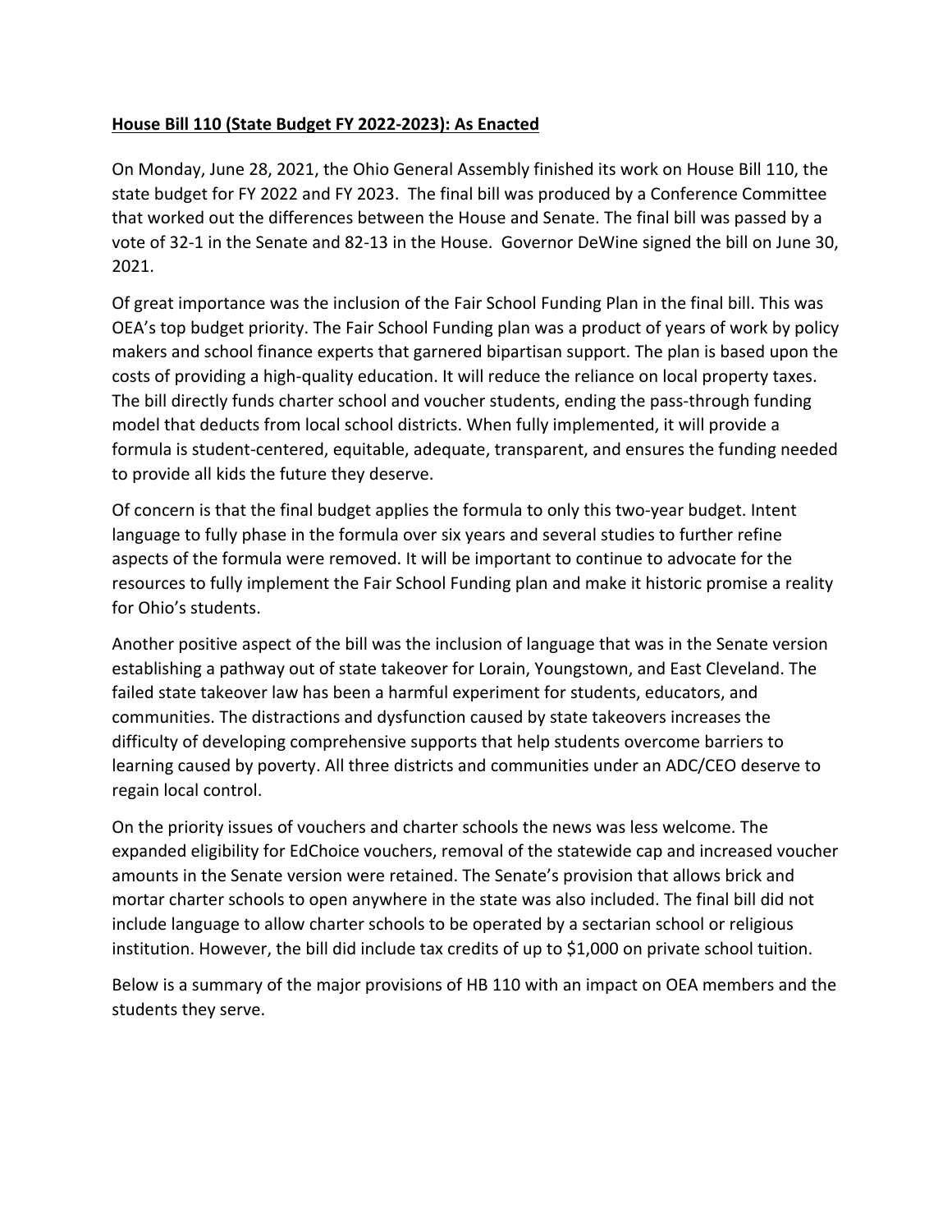**House Bill 110 (State Budget FY 2022-2023): As Enacted**

On Monday, June 28, 2021, the Ohio General Assembly finished its work on House Bill 110, the state budget for FY 2022 and FY 2023. The final bill was produced by a Conference Committee that worked out the differences between the House and Senate. The final bill was passed by a vote of 32-1 in the Senate and 82-13 in the House. Governor DeWine signed the bill on June 30, 2021.

Of great importance was the inclusion of the Fair School Funding Plan in the final bill. This was OEA's top budget priority. The Fair School Funding plan was a product of years of work by policy makers and school finance experts that garnered bipartisan support. The plan is based upon the costs of providing a high-quality education. It will reduce the reliance on local property taxes. The bill directly funds charter school and voucher students, ending the pass-through funding model that deducts from local school districts. When fully implemented, it will provide a formula is student-centered, equitable, adequate, transparent, and ensures the funding needed to provide all kids the future they deserve.

Of concern is that the final budget applies the formula to only this two-year budget. Intent language to fully phase in the formula over six years and several studies to further refine aspects of the formula were removed. It will be important to continue to advocate for the resources to fully implement the Fair School Funding plan and make it historic promise a reality for Ohio's students.

Another positive aspect of the bill was the inclusion of language that was in the Senate version establishing a pathway out of state takeover for Lorain, Youngstown, and East Cleveland. The failed state takeover law has been a harmful experiment for students, educators, and communities. The distractions and dysfunction caused by state takeovers increases the difficulty of developing comprehensive supports that help students overcome barriers to learning caused by poverty. All three districts and communities under an ADC/CEO deserve to regain local control.

On the priority issues of vouchers and charter schools the news was less welcome. The expanded eligibility for EdChoice vouchers, removal of the statewide cap and increased voucher amounts in the Senate version were retained. The Senate's provision that allows brick and mortar charter schools to open anywhere in the state was also included. The final bill did not include language to allow charter schools to be operated by a sectarian school or religious institution. However, the bill did include tax credits of up to $1,000 on private school tuition.

Below is a summary of the major provisions of HB 110 with an impact on OEA members and the students they serve.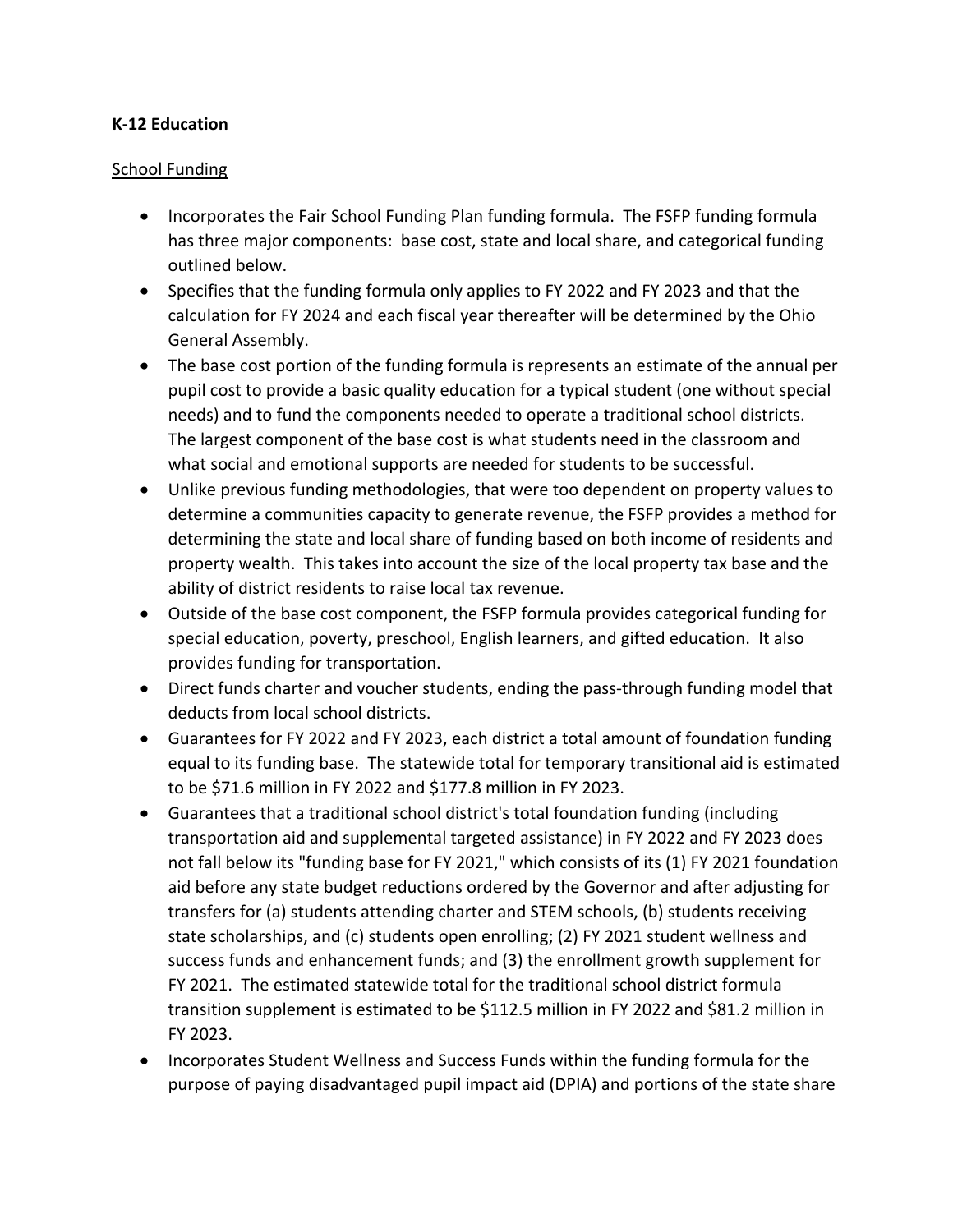**K-12 Education**

<u>School Funding</u>

- Incorporates the Fair School Funding Plan funding formula. The FSFP funding formula has three major components: base cost, state and local share, and categorical funding outlined below.
- Specifies that the funding formula only applies to FY 2022 and FY 2023 and that the calculation for FY 2024 and each fiscal year thereafter will be determined by the Ohio General Assembly.
- The base cost portion of the funding formula is represents an estimate of the annual per pupil cost to provide a basic quality education for a typical student (one without special needs) and to fund the components needed to operate a traditional school districts. The largest component of the base cost is what students need in the classroom and what social and emotional supports are needed for students to be successful.
- Unlike previous funding methodologies, that were too dependent on property values to determine a communities capacity to generate revenue, the FSFP provides a method for determining the state and local share of funding based on both income of residents and property wealth. This takes into account the size of the local property tax base and the ability of district residents to raise local tax revenue.
- Outside of the base cost component, the FSFP formula provides categorical funding for special education, poverty, preschool, English learners, and gifted education. It also provides funding for transportation.
- Direct funds charter and voucher students, ending the pass-through funding model that deducts from local school districts.
- Guarantees for FY 2022 and FY 2023, each district a total amount of foundation funding equal to its funding base. The statewide total for temporary transitional aid is estimated to be $71.6 million in FY 2022 and $177.8 million in FY 2023.
- Guarantees that a traditional school district's total foundation funding (including transportation aid and supplemental targeted assistance) in FY 2022 and FY 2023 does not fall below its "funding base for FY 2021," which consists of its (1) FY 2021 foundation aid before any state budget reductions ordered by the Governor and after adjusting for transfers for (a) students attending charter and STEM schools, (b) students receiving state scholarships, and (c) students open enrolling; (2) FY 2021 student wellness and success funds and enhancement funds; and (3) the enrollment growth supplement for FY 2021. The estimated statewide total for the traditional school district formula transition supplement is estimated to be $112.5 million in FY 2022 and $81.2 million in FY 2023.
- Incorporates Student Wellness and Success Funds within the funding formula for the purpose of paying disadvantaged pupil impact aid (DPIA) and portions of the state share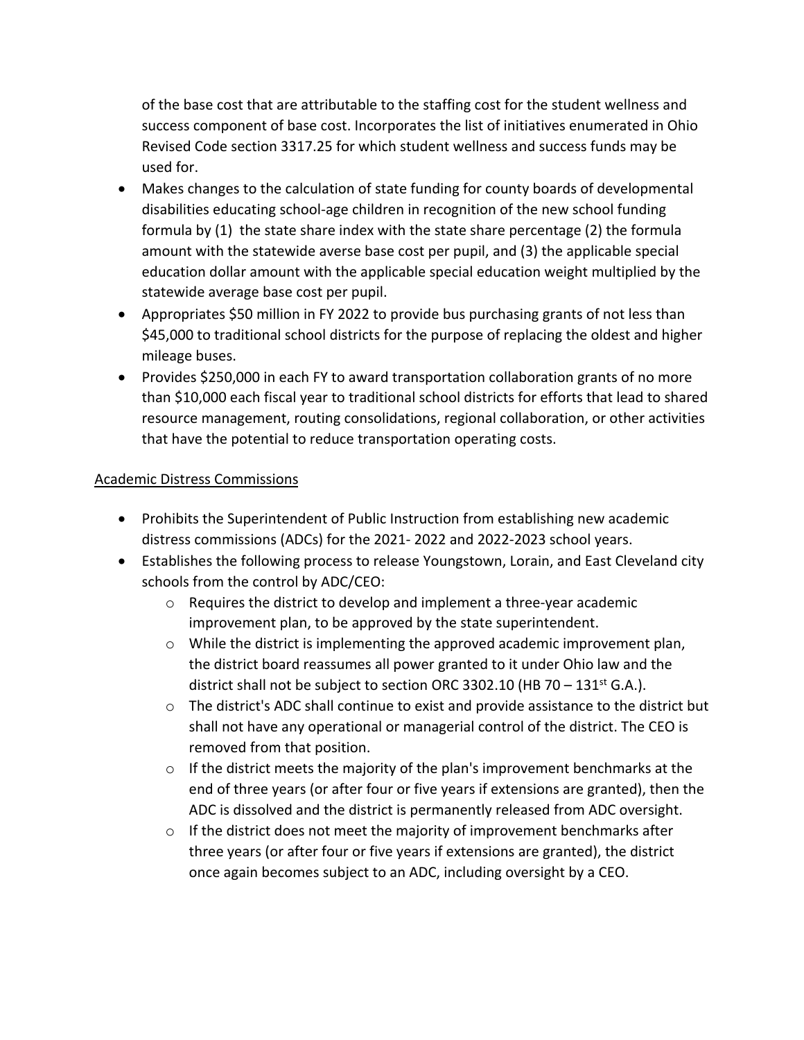of the base cost that are attributable to the staffing cost for the student wellness and success component of base cost. Incorporates the list of initiatives enumerated in Ohio Revised Code section 3317.25 for which student wellness and success funds may be used for.

- Makes changes to the calculation of state funding for county boards of developmental disabilities educating school-age children in recognition of the new school funding formula by (1) the state share index with the state share percentage (2) the formula amount with the statewide averse base cost per pupil, and (3) the applicable special education dollar amount with the applicable special education weight multiplied by the statewide average base cost per pupil.
- Appropriates $50 million in FY 2022 to provide bus purchasing grants of not less than $45,000 to traditional school districts for the purpose of replacing the oldest and higher mileage buses.
- Provides $250,000 in each FY to award transportation collaboration grants of no more than $10,000 each fiscal year to traditional school districts for efforts that lead to shared resource management, routing consolidations, regional collaboration, or other activities that have the potential to reduce transportation operating costs.

Academic Distress Commissions

- Prohibits the Superintendent of Public Instruction from establishing new academic distress commissions (ADCs) for the 2021- 2022 and 2022-2023 school years.
- Establishes the following process to release Youngstown, Lorain, and East Cleveland city schools from the control by ADC/CEO:
  - Requires the district to develop and implement a three-year academic improvement plan, to be approved by the state superintendent.
  - While the district is implementing the approved academic improvement plan, the district board reassumes all power granted to it under Ohio law and the district shall not be subject to section ORC 3302.10 (HB 70 – 131st G.A.).
  - The district's ADC shall continue to exist and provide assistance to the district but shall not have any operational or managerial control of the district. The CEO is removed from that position.
  - If the district meets the majority of the plan's improvement benchmarks at the end of three years (or after four or five years if extensions are granted), then the ADC is dissolved and the district is permanently released from ADC oversight.
  - If the district does not meet the majority of improvement benchmarks after three years (or after four or five years if extensions are granted), the district once again becomes subject to an ADC, including oversight by a CEO.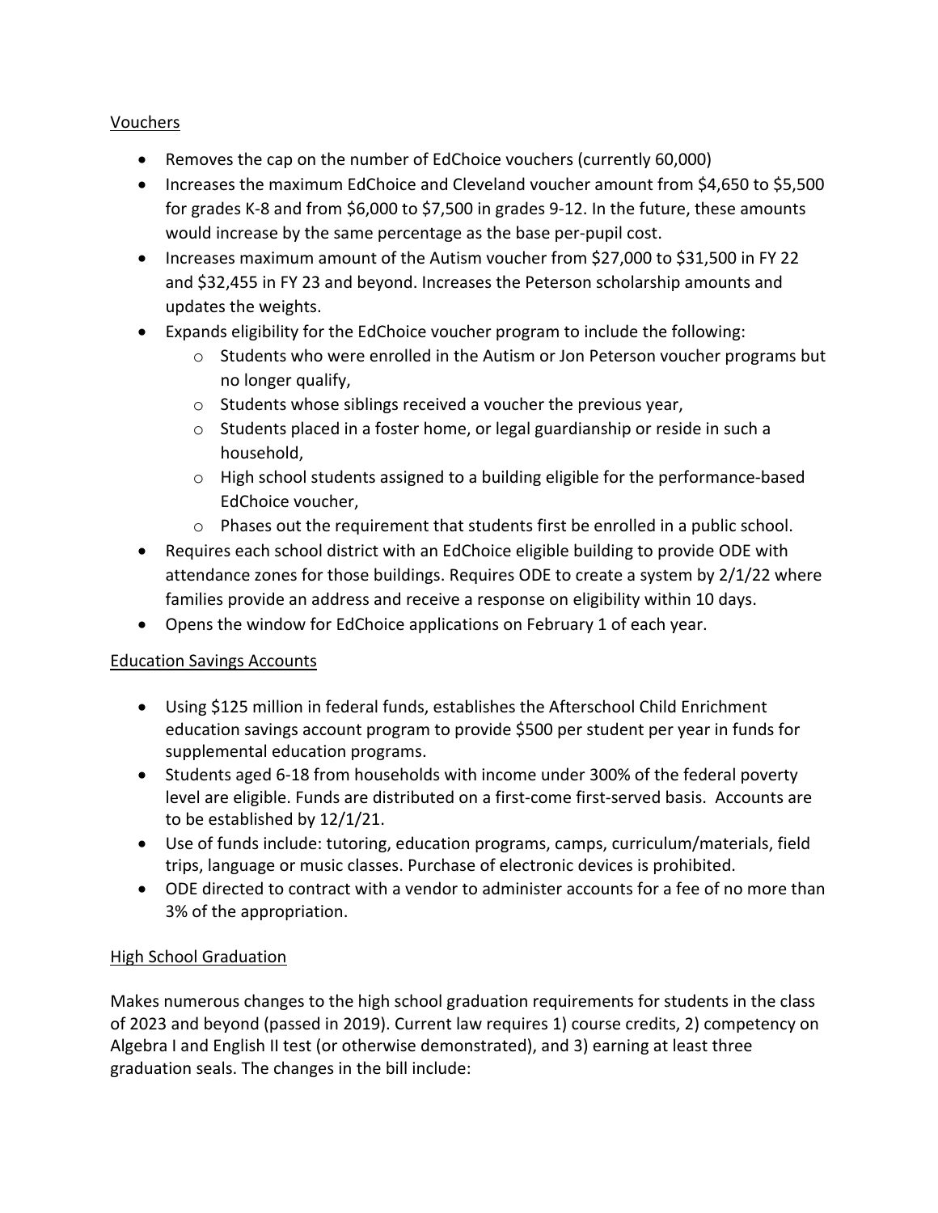## Vouchers

- Removes the cap on the number of EdChoice vouchers (currently 60,000)
- Increases the maximum EdChoice and Cleveland voucher amount from $4,650 to $5,500 for grades K-8 and from $6,000 to $7,500 in grades 9-12. In the future, these amounts would increase by the same percentage as the base per-pupil cost.
- Increases maximum amount of the Autism voucher from $27,000 to $31,500 in FY 22 and $32,455 in FY 23 and beyond. Increases the Peterson scholarship amounts and updates the weights.
- Expands eligibility for the EdChoice voucher program to include the following:
  - Students who were enrolled in the Autism or Jon Peterson voucher programs but no longer qualify,
  - Students whose siblings received a voucher the previous year,
  - Students placed in a foster home, or legal guardianship or reside in such a household,
  - High school students assigned to a building eligible for the performance-based EdChoice voucher,
  - Phases out the requirement that students first be enrolled in a public school.
- Requires each school district with an EdChoice eligible building to provide ODE with attendance zones for those buildings. Requires ODE to create a system by 2/1/22 where families provide an address and receive a response on eligibility within 10 days.
- Opens the window for EdChoice applications on February 1 of each year.

## Education Savings Accounts

- Using $125 million in federal funds, establishes the Afterschool Child Enrichment education savings account program to provide $500 per student per year in funds for supplemental education programs.
- Students aged 6-18 from households with income under 300% of the federal poverty level are eligible. Funds are distributed on a first-come first-served basis. Accounts are to be established by 12/1/21.
- Use of funds include: tutoring, education programs, camps, curriculum/materials, field trips, language or music classes. Purchase of electronic devices is prohibited.
- ODE directed to contract with a vendor to administer accounts for a fee of no more than 3% of the appropriation.

## High School Graduation

Makes numerous changes to the high school graduation requirements for students in the class of 2023 and beyond (passed in 2019). Current law requires 1) course credits, 2) competency on Algebra I and English II test (or otherwise demonstrated), and 3) earning at least three graduation seals. The changes in the bill include: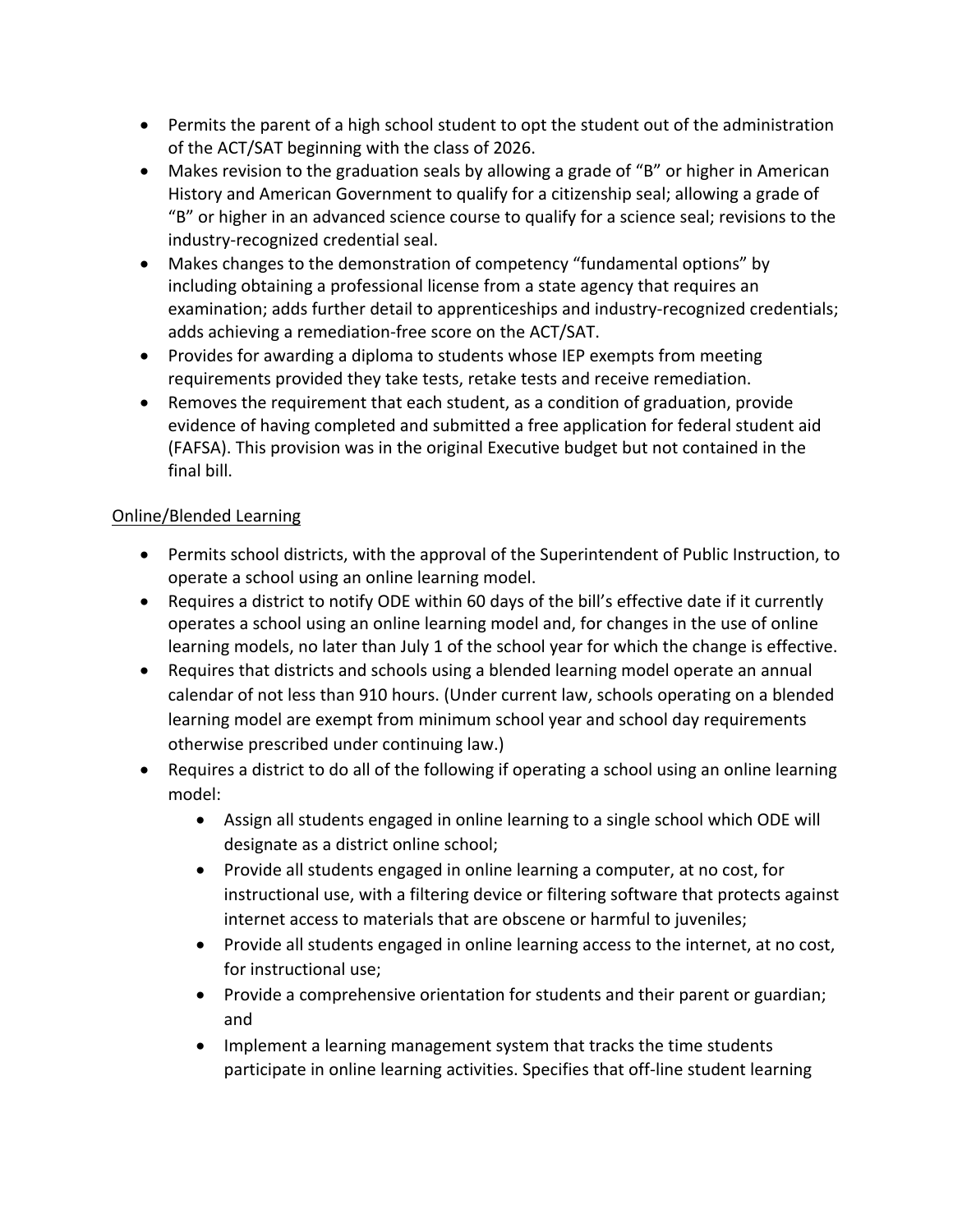- Permits the parent of a high school student to opt the student out of the administration of the ACT/SAT beginning with the class of 2026.
- Makes revision to the graduation seals by allowing a grade of "B" or higher in American History and American Government to qualify for a citizenship seal; allowing a grade of "B" or higher in an advanced science course to qualify for a science seal; revisions to the industry-recognized credential seal.
- Makes changes to the demonstration of competency "fundamental options" by including obtaining a professional license from a state agency that requires an examination; adds further detail to apprenticeships and industry-recognized credentials; adds achieving a remediation-free score on the ACT/SAT.
- Provides for awarding a diploma to students whose IEP exempts from meeting requirements provided they take tests, retake tests and receive remediation.
- Removes the requirement that each student, as a condition of graduation, provide evidence of having completed and submitted a free application for federal student aid (FAFSA). This provision was in the original Executive budget but not contained in the final bill.

<u>Online/Blended Learning</u>

- Permits school districts, with the approval of the Superintendent of Public Instruction, to operate a school using an online learning model.
- Requires a district to notify ODE within 60 days of the bill's effective date if it currently operates a school using an online learning model and, for changes in the use of online learning models, no later than July 1 of the school year for which the change is effective.
- Requires that districts and schools using a blended learning model operate an annual calendar of not less than 910 hours. (Under current law, schools operating on a blended learning model are exempt from minimum school year and school day requirements otherwise prescribed under continuing law.)
- Requires a district to do all of the following if operating a school using an online learning model:
    - Assign all students engaged in online learning to a single school which ODE will designate as a district online school;
    - Provide all students engaged in online learning a computer, at no cost, for instructional use, with a filtering device or filtering software that protects against internet access to materials that are obscene or harmful to juveniles;
    - Provide all students engaged in online learning access to the internet, at no cost, for instructional use;
    - Provide a comprehensive orientation for students and their parent or guardian; and
    - Implement a learning management system that tracks the time students participate in online learning activities. Specifies that off-line student learning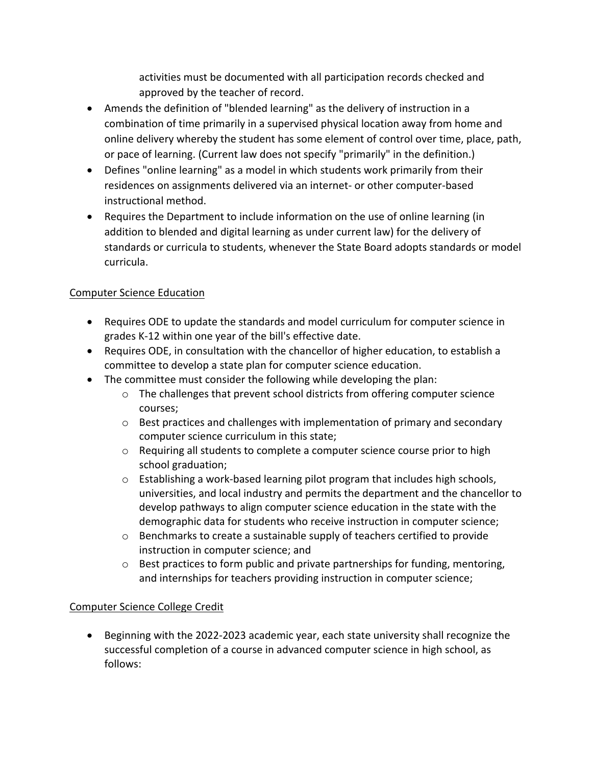activities must be documented with all participation records checked and approved by the teacher of record.

- Amends the definition of "blended learning" as the delivery of instruction in a combination of time primarily in a supervised physical location away from home and online delivery whereby the student has some element of control over time, place, path, or pace of learning. (Current law does not specify "primarily" in the definition.)
- Defines "online learning" as a model in which students work primarily from their residences on assignments delivered via an internet- or other computer-based instructional method.
- Requires the Department to include information on the use of online learning (in addition to blended and digital learning as under current law) for the delivery of standards or curricula to students, whenever the State Board adopts standards or model curricula.

<u>Computer Science Education</u>

- Requires ODE to update the standards and model curriculum for computer science in grades K-12 within one year of the bill's effective date.
- Requires ODE, in consultation with the chancellor of higher education, to establish a committee to develop a state plan for computer science education.
- The committee must consider the following while developing the plan:
  - The challenges that prevent school districts from offering computer science courses;
  - Best practices and challenges with implementation of primary and secondary computer science curriculum in this state;
  - Requiring all students to complete a computer science course prior to high school graduation;
  - Establishing a work-based learning pilot program that includes high schools, universities, and local industry and permits the department and the chancellor to develop pathways to align computer science education in the state with the demographic data for students who receive instruction in computer science;
  - Benchmarks to create a sustainable supply of teachers certified to provide instruction in computer science; and
  - Best practices to form public and private partnerships for funding, mentoring, and internships for teachers providing instruction in computer science;

<u>Computer Science College Credit</u>

- Beginning with the 2022-2023 academic year, each state university shall recognize the successful completion of a course in advanced computer science in high school, as follows: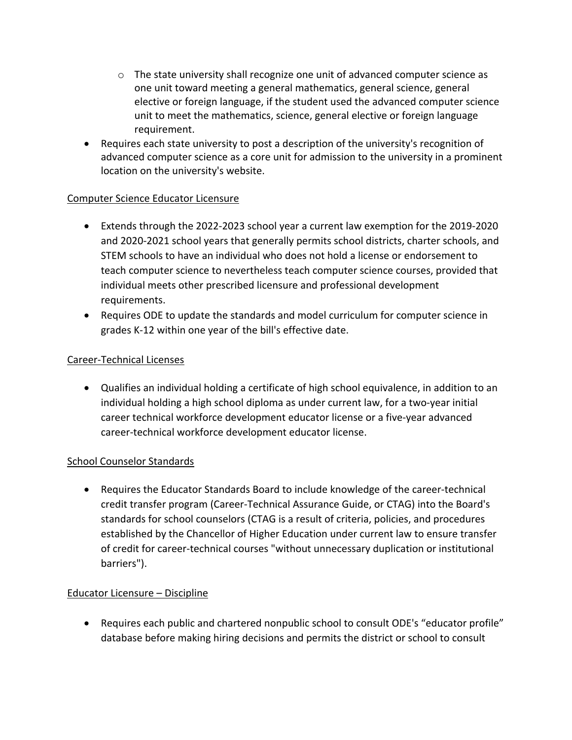- The state university shall recognize one unit of advanced computer science as one unit toward meeting a general mathematics, general science, general elective or foreign language, if the student used the advanced computer science unit to meet the mathematics, science, general elective or foreign language requirement.
- Requires each state university to post a description of the university's recognition of advanced computer science as a core unit for admission to the university in a prominent location on the university's website.

<u>Computer Science Educator Licensure</u>

- Extends through the 2022-2023 school year a current law exemption for the 2019-2020 and 2020-2021 school years that generally permits school districts, charter schools, and STEM schools to have an individual who does not hold a license or endorsement to teach computer science to nevertheless teach computer science courses, provided that individual meets other prescribed licensure and professional development requirements.
- Requires ODE to update the standards and model curriculum for computer science in grades K-12 within one year of the bill's effective date.

<u>Career-Technical Licenses</u>

- Qualifies an individual holding a certificate of high school equivalence, in addition to an individual holding a high school diploma as under current law, for a two-year initial career technical workforce development educator license or a five-year advanced career-technical workforce development educator license.

<u>School Counselor Standards</u>

- Requires the Educator Standards Board to include knowledge of the career-technical credit transfer program (Career-Technical Assurance Guide, or CTAG) into the Board's standards for school counselors (CTAG is a result of criteria, policies, and procedures established by the Chancellor of Higher Education under current law to ensure transfer of credit for career-technical courses "without unnecessary duplication or institutional barriers").

<u>Educator Licensure – Discipline</u>

- Requires each public and chartered nonpublic school to consult ODE's "educator profile" database before making hiring decisions and permits the district or school to consult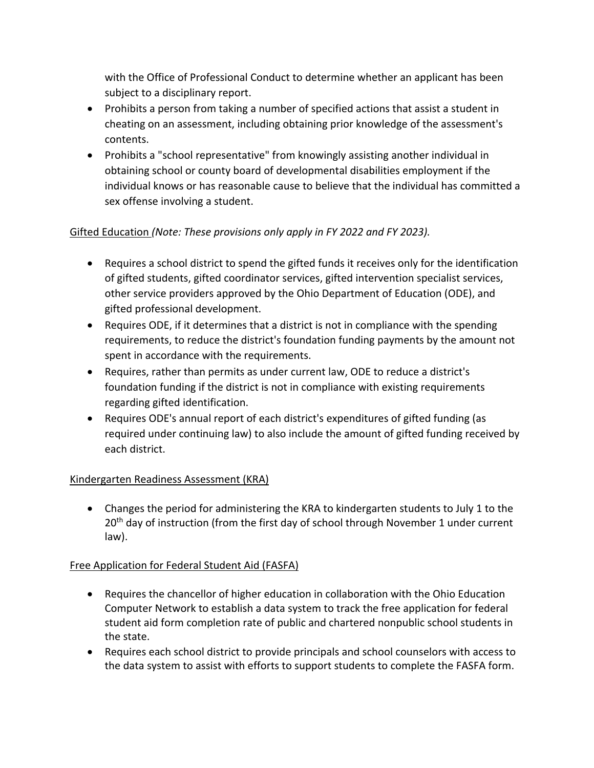with the Office of Professional Conduct to determine whether an applicant has been subject to a disciplinary report.

- Prohibits a person from taking a number of specified actions that assist a student in cheating on an assessment, including obtaining prior knowledge of the assessment's contents.
- Prohibits a "school representative" from knowingly assisting another individual in obtaining school or county board of developmental disabilities employment if the individual knows or has reasonable cause to believe that the individual has committed a sex offense involving a student.

Gifted Education *(Note: These provisions only apply in FY 2022 and FY 2023).*

- Requires a school district to spend the gifted funds it receives only for the identification of gifted students, gifted coordinator services, gifted intervention specialist services, other service providers approved by the Ohio Department of Education (ODE), and gifted professional development.
- Requires ODE, if it determines that a district is not in compliance with the spending requirements, to reduce the district's foundation funding payments by the amount not spent in accordance with the requirements.
- Requires, rather than permits as under current law, ODE to reduce a district's foundation funding if the district is not in compliance with existing requirements regarding gifted identification.
- Requires ODE's annual report of each district's expenditures of gifted funding (as required under continuing law) to also include the amount of gifted funding received by each district.

Kindergarten Readiness Assessment (KRA)

- Changes the period for administering the KRA to kindergarten students to July 1 to the 20th day of instruction (from the first day of school through November 1 under current law).

Free Application for Federal Student Aid (FASFA)

- Requires the chancellor of higher education in collaboration with the Ohio Education Computer Network to establish a data system to track the free application for federal student aid form completion rate of public and chartered nonpublic school students in the state.
- Requires each school district to provide principals and school counselors with access to the data system to assist with efforts to support students to complete the FASFA form.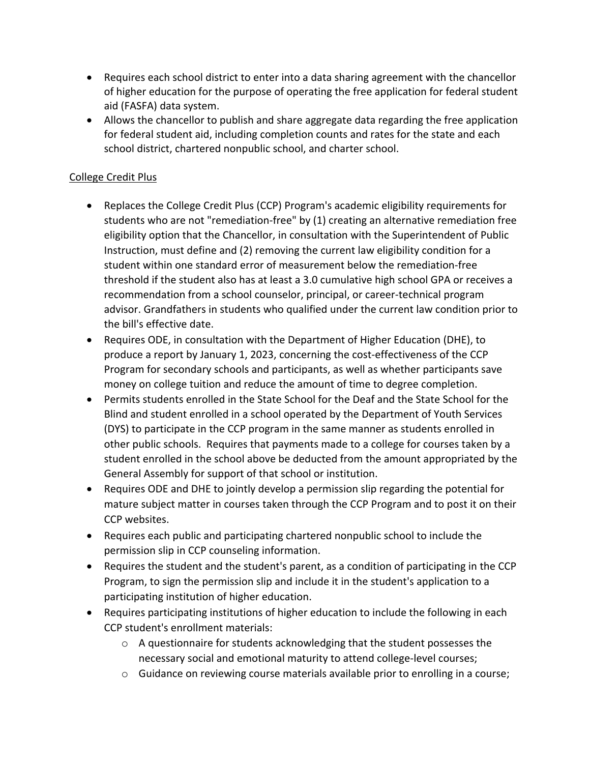- Requires each school district to enter into a data sharing agreement with the chancellor of higher education for the purpose of operating the free application for federal student aid (FASFA) data system.
- Allows the chancellor to publish and share aggregate data regarding the free application for federal student aid, including completion counts and rates for the state and each school district, chartered nonpublic school, and charter school.

<u>College Credit Plus</u>

- Replaces the College Credit Plus (CCP) Program's academic eligibility requirements for students who are not "remediation-free" by (1) creating an alternative remediation free eligibility option that the Chancellor, in consultation with the Superintendent of Public Instruction, must define and (2) removing the current law eligibility condition for a student within one standard error of measurement below the remediation-free threshold if the student also has at least a 3.0 cumulative high school GPA or receives a recommendation from a school counselor, principal, or career-technical program advisor. Grandfathers in students who qualified under the current law condition prior to the bill's effective date.
- Requires ODE, in consultation with the Department of Higher Education (DHE), to produce a report by January 1, 2023, concerning the cost-effectiveness of the CCP Program for secondary schools and participants, as well as whether participants save money on college tuition and reduce the amount of time to degree completion.
- Permits students enrolled in the State School for the Deaf and the State School for the Blind and student enrolled in a school operated by the Department of Youth Services (DYS) to participate in the CCP program in the same manner as students enrolled in other public schools. Requires that payments made to a college for courses taken by a student enrolled in the school above be deducted from the amount appropriated by the General Assembly for support of that school or institution.
- Requires ODE and DHE to jointly develop a permission slip regarding the potential for mature subject matter in courses taken through the CCP Program and to post it on their CCP websites.
- Requires each public and participating chartered nonpublic school to include the permission slip in CCP counseling information.
- Requires the student and the student's parent, as a condition of participating in the CCP Program, to sign the permission slip and include it in the student's application to a participating institution of higher education.
- Requires participating institutions of higher education to include the following in each CCP student's enrollment materials:
  - A questionnaire for students acknowledging that the student possesses the necessary social and emotional maturity to attend college-level courses;
  - Guidance on reviewing course materials available prior to enrolling in a course;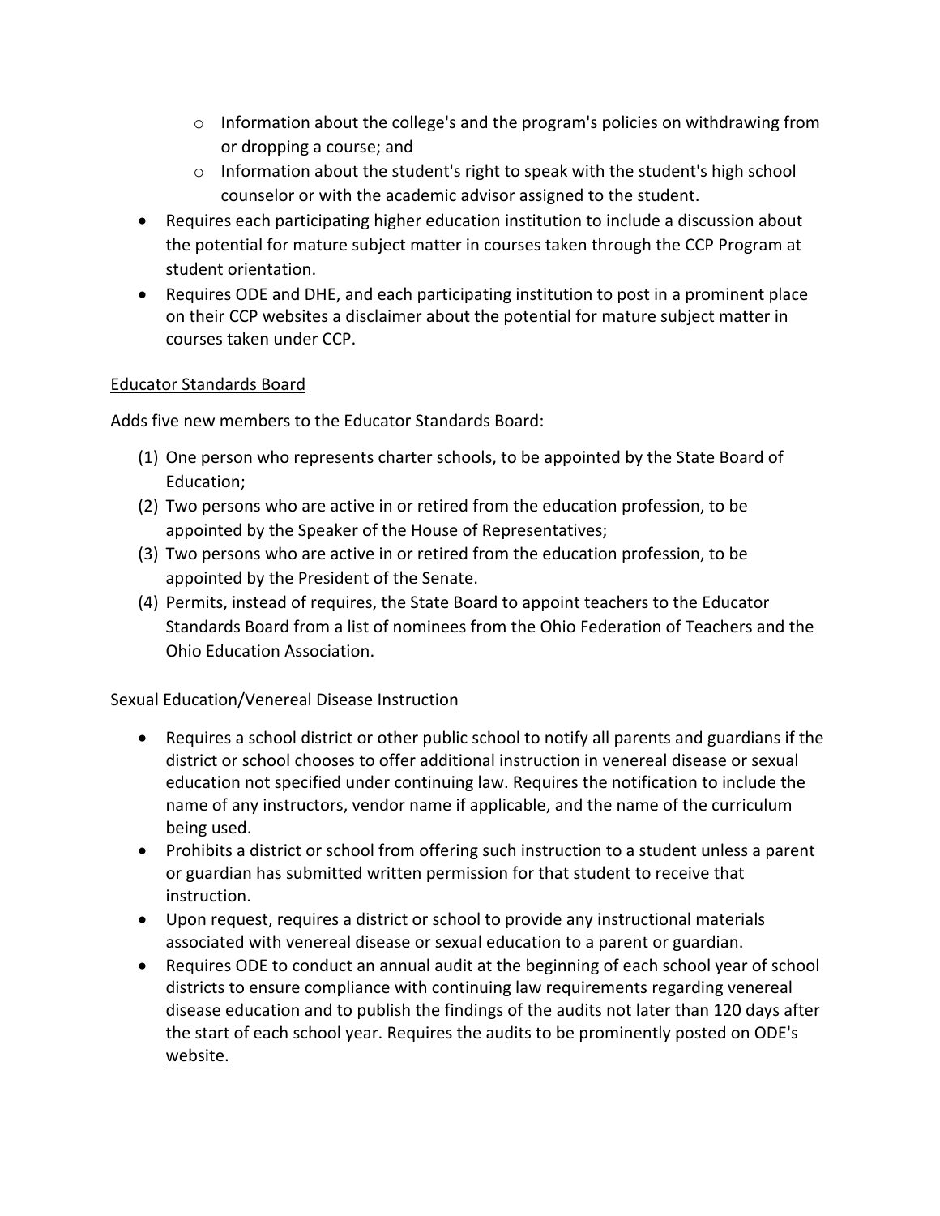- Information about the college's and the program's policies on withdrawing from or dropping a course; and
  - Information about the student's right to speak with the student's high school counselor or with the academic advisor assigned to the student.
- Requires each participating higher education institution to include a discussion about the potential for mature subject matter in courses taken through the CCP Program at student orientation.
- Requires ODE and DHE, and each participating institution to post in a prominent place on their CCP websites a disclaimer about the potential for mature subject matter in courses taken under CCP.

Educator Standards Board

Adds five new members to the Educator Standards Board:

(1) One person who represents charter schools, to be appointed by the State Board of Education;
(2) Two persons who are active in or retired from the education profession, to be appointed by the Speaker of the House of Representatives;
(3) Two persons who are active in or retired from the education profession, to be appointed by the President of the Senate.
(4) Permits, instead of requires, the State Board to appoint teachers to the Educator Standards Board from a list of nominees from the Ohio Federation of Teachers and the Ohio Education Association.

Sexual Education/Venereal Disease Instruction

- Requires a school district or other public school to notify all parents and guardians if the district or school chooses to offer additional instruction in venereal disease or sexual education not specified under continuing law. Requires the notification to include the name of any instructors, vendor name if applicable, and the name of the curriculum being used.
- Prohibits a district or school from offering such instruction to a student unless a parent or guardian has submitted written permission for that student to receive that instruction.
- Upon request, requires a district or school to provide any instructional materials associated with venereal disease or sexual education to a parent or guardian.
- Requires ODE to conduct an annual audit at the beginning of each school year of school districts to ensure compliance with continuing law requirements regarding venereal disease education and to publish the findings of the audits not later than 120 days after the start of each school year. Requires the audits to be prominently posted on ODE's website.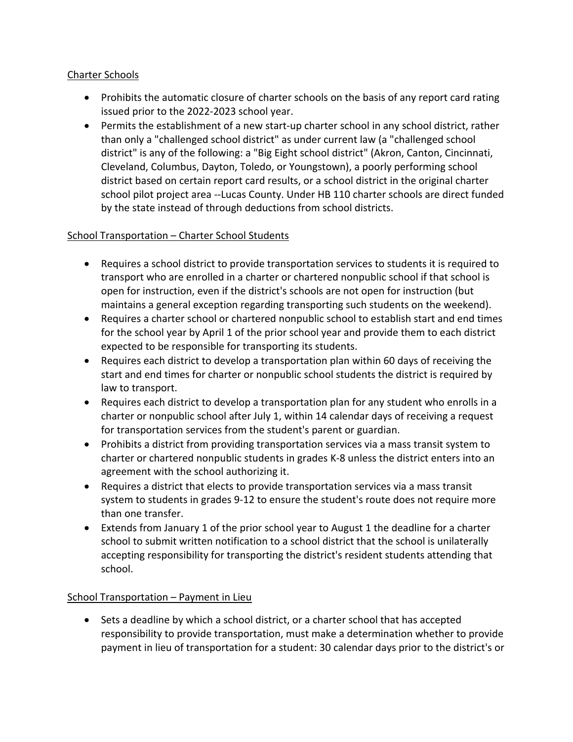## Charter Schools

- Prohibits the automatic closure of charter schools on the basis of any report card rating issued prior to the 2022-2023 school year.
- Permits the establishment of a new start-up charter school in any school district, rather than only a "challenged school district" as under current law (a "challenged school district" is any of the following: a "Big Eight school district" (Akron, Canton, Cincinnati, Cleveland, Columbus, Dayton, Toledo, or Youngstown), a poorly performing school district based on certain report card results, or a school district in the original charter school pilot project area --Lucas County. Under HB 110 charter schools are direct funded by the state instead of through deductions from school districts.

## School Transportation – Charter School Students

- Requires a school district to provide transportation services to students it is required to transport who are enrolled in a charter or chartered nonpublic school if that school is open for instruction, even if the district's schools are not open for instruction (but maintains a general exception regarding transporting such students on the weekend).
- Requires a charter school or chartered nonpublic school to establish start and end times for the school year by April 1 of the prior school year and provide them to each district expected to be responsible for transporting its students.
- Requires each district to develop a transportation plan within 60 days of receiving the start and end times for charter or nonpublic school students the district is required by law to transport.
- Requires each district to develop a transportation plan for any student who enrolls in a charter or nonpublic school after July 1, within 14 calendar days of receiving a request for transportation services from the student's parent or guardian.
- Prohibits a district from providing transportation services via a mass transit system to charter or chartered nonpublic students in grades K-8 unless the district enters into an agreement with the school authorizing it.
- Requires a district that elects to provide transportation services via a mass transit system to students in grades 9-12 to ensure the student's route does not require more than one transfer.
- Extends from January 1 of the prior school year to August 1 the deadline for a charter school to submit written notification to a school district that the school is unilaterally accepting responsibility for transporting the district's resident students attending that school.

## School Transportation – Payment in Lieu

- Sets a deadline by which a school district, or a charter school that has accepted responsibility to provide transportation, must make a determination whether to provide payment in lieu of transportation for a student: 30 calendar days prior to the district's or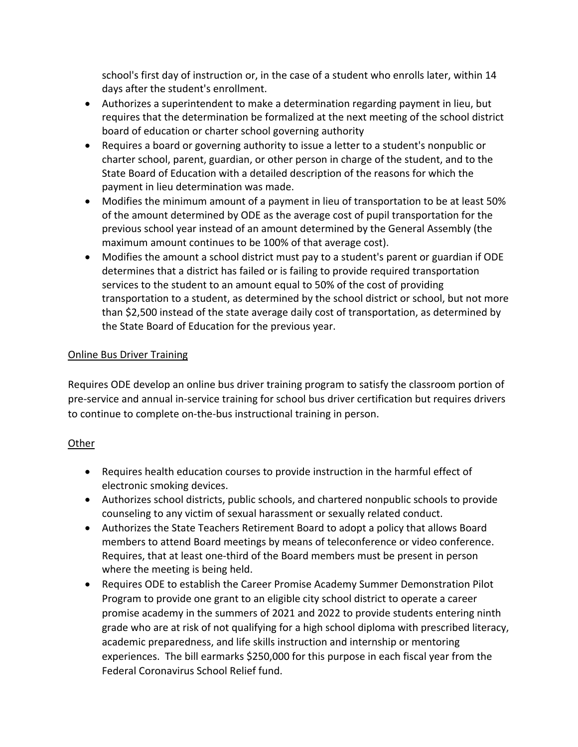school's first day of instruction or, in the case of a student who enrolls later, within 14 days after the student's enrollment.

- Authorizes a superintendent to make a determination regarding payment in lieu, but requires that the determination be formalized at the next meeting of the school district board of education or charter school governing authority
- Requires a board or governing authority to issue a letter to a student's nonpublic or charter school, parent, guardian, or other person in charge of the student, and to the State Board of Education with a detailed description of the reasons for which the payment in lieu determination was made.
- Modifies the minimum amount of a payment in lieu of transportation to be at least 50% of the amount determined by ODE as the average cost of pupil transportation for the previous school year instead of an amount determined by the General Assembly (the maximum amount continues to be 100% of that average cost).
- Modifies the amount a school district must pay to a student's parent or guardian if ODE determines that a district has failed or is failing to provide required transportation services to the student to an amount equal to 50% of the cost of providing transportation to a student, as determined by the school district or school, but not more than $2,500 instead of the state average daily cost of transportation, as determined by the State Board of Education for the previous year.

<u>Online Bus Driver Training</u>

Requires ODE develop an online bus driver training program to satisfy the classroom portion of pre-service and annual in-service training for school bus driver certification but requires drivers to continue to complete on-the-bus instructional training in person.

<u>Other</u>

- Requires health education courses to provide instruction in the harmful effect of electronic smoking devices.
- Authorizes school districts, public schools, and chartered nonpublic schools to provide counseling to any victim of sexual harassment or sexually related conduct.
- Authorizes the State Teachers Retirement Board to adopt a policy that allows Board members to attend Board meetings by means of teleconference or video conference. Requires, that at least one-third of the Board members must be present in person where the meeting is being held.
- Requires ODE to establish the Career Promise Academy Summer Demonstration Pilot Program to provide one grant to an eligible city school district to operate a career promise academy in the summers of 2021 and 2022 to provide students entering ninth grade who are at risk of not qualifying for a high school diploma with prescribed literacy, academic preparedness, and life skills instruction and internship or mentoring experiences. The bill earmarks $250,000 for this purpose in each fiscal year from the Federal Coronavirus School Relief fund.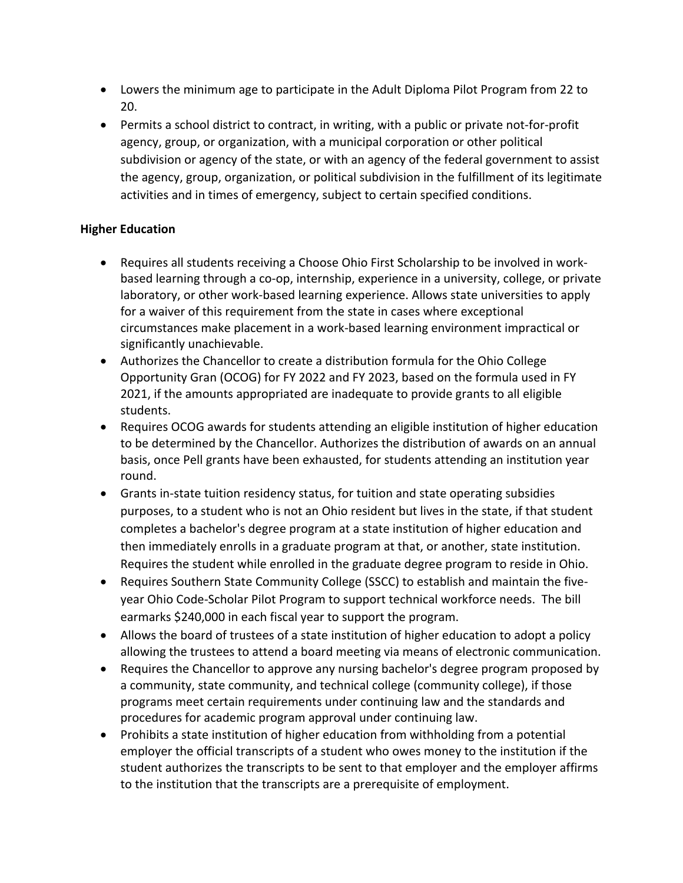- Lowers the minimum age to participate in the Adult Diploma Pilot Program from 22 to 20.
- Permits a school district to contract, in writing, with a public or private not-for-profit agency, group, or organization, with a municipal corporation or other political subdivision or agency of the state, or with an agency of the federal government to assist the agency, group, organization, or political subdivision in the fulfillment of its legitimate activities and in times of emergency, subject to certain specified conditions.

**Higher Education**

- Requires all students receiving a Choose Ohio First Scholarship to be involved in work-based learning through a co-op, internship, experience in a university, college, or private laboratory, or other work-based learning experience. Allows state universities to apply for a waiver of this requirement from the state in cases where exceptional circumstances make placement in a work-based learning environment impractical or significantly unachievable.
- Authorizes the Chancellor to create a distribution formula for the Ohio College Opportunity Gran (OCOG) for FY 2022 and FY 2023, based on the formula used in FY 2021, if the amounts appropriated are inadequate to provide grants to all eligible students.
- Requires OCOG awards for students attending an eligible institution of higher education to be determined by the Chancellor. Authorizes the distribution of awards on an annual basis, once Pell grants have been exhausted, for students attending an institution year round.
- Grants in-state tuition residency status, for tuition and state operating subsidies purposes, to a student who is not an Ohio resident but lives in the state, if that student completes a bachelor's degree program at a state institution of higher education and then immediately enrolls in a graduate program at that, or another, state institution. Requires the student while enrolled in the graduate degree program to reside in Ohio.
- Requires Southern State Community College (SSCC) to establish and maintain the five-year Ohio Code-Scholar Pilot Program to support technical workforce needs. The bill earmarks $240,000 in each fiscal year to support the program.
- Allows the board of trustees of a state institution of higher education to adopt a policy allowing the trustees to attend a board meeting via means of electronic communication.
- Requires the Chancellor to approve any nursing bachelor's degree program proposed by a community, state community, and technical college (community college), if those programs meet certain requirements under continuing law and the standards and procedures for academic program approval under continuing law.
- Prohibits a state institution of higher education from withholding from a potential employer the official transcripts of a student who owes money to the institution if the student authorizes the transcripts to be sent to that employer and the employer affirms to the institution that the transcripts are a prerequisite of employment.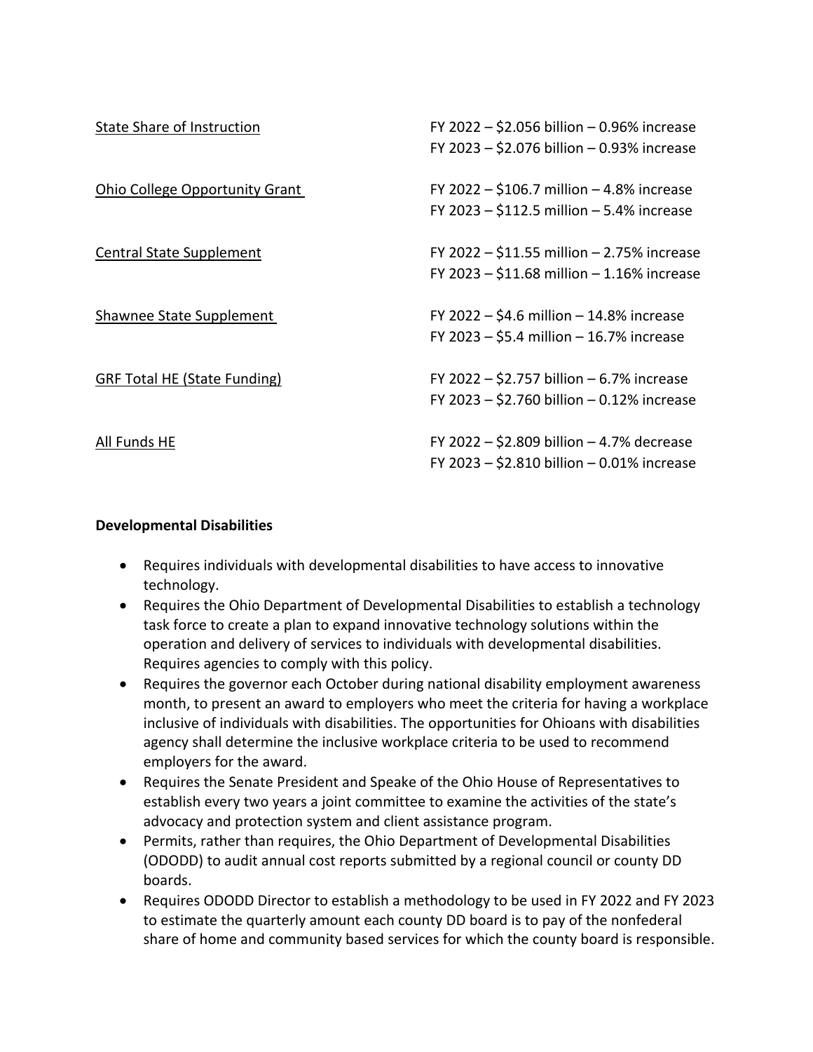<u>State Share of Instruction</u>

FY 2022 – $2.056 billion – 0.96% increase
FY 2023 – $2.076 billion – 0.93% increase

<u>Ohio College Opportunity Grant</u>

FY 2022 – $106.7 million – 4.8% increase
FY 2023 – $112.5 million – 5.4% increase

<u>Central State Supplement</u>

FY 2022 – $11.55 million – 2.75% increase
FY 2023 – $11.68 million – 1.16% increase

<u>Shawnee State Supplement</u>

FY 2022 – $4.6 million – 14.8% increase
FY 2023 – $5.4 million – 16.7% increase

<u>GRF Total HE (State Funding)</u>

FY 2022 – $2.757 billion – 6.7% increase
FY 2023 – $2.760 billion – 0.12% increase

<u>All Funds HE</u>

FY 2022 – $2.809 billion – 4.7% decrease
FY 2023 – $2.810 billion – 0.01% increase

**Developmental Disabilities**

- Requires individuals with developmental disabilities to have access to innovative technology.
- Requires the Ohio Department of Developmental Disabilities to establish a technology task force to create a plan to expand innovative technology solutions within the operation and delivery of services to individuals with developmental disabilities. Requires agencies to comply with this policy.
- Requires the governor each October during national disability employment awareness month, to present an award to employers who meet the criteria for having a workplace inclusive of individuals with disabilities. The opportunities for Ohioans with disabilities agency shall determine the inclusive workplace criteria to be used to recommend employers for the award.
- Requires the Senate President and Speake of the Ohio House of Representatives to establish every two years a joint committee to examine the activities of the state's advocacy and protection system and client assistance program.
- Permits, rather than requires, the Ohio Department of Developmental Disabilities (ODODD) to audit annual cost reports submitted by a regional council or county DD boards.
- Requires ODODD Director to establish a methodology to be used in FY 2022 and FY 2023 to estimate the quarterly amount each county DD board is to pay of the nonfederal share of home and community based services for which the county board is responsible.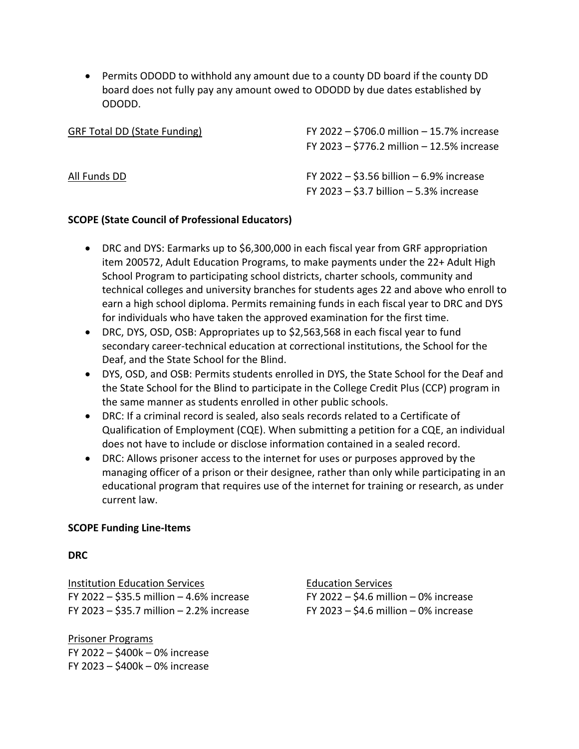- Permits ODODD to withhold any amount due to a county DD board if the county DD board does not fully pay any amount owed to ODODD by due dates established by ODODD.

<u>GRF Total DD (State Funding)</u>
FY 2022 – $706.0 million – 15.7% increase
FY 2023 – $776.2 million – 12.5% increase

<u>All Funds DD</u>
FY 2022 – $3.56 billion – 6.9% increase
FY 2023 – $3.7 billion – 5.3% increase

**SCOPE (State Council of Professional Educators)**

- DRC and DYS: Earmarks up to $6,300,000 in each fiscal year from GRF appropriation item 200572, Adult Education Programs, to make payments under the 22+ Adult High School Program to participating school districts, charter schools, community and technical colleges and university branches for students ages 22 and above who enroll to earn a high school diploma. Permits remaining funds in each fiscal year to DRC and DYS for individuals who have taken the approved examination for the first time.
- DRC, DYS, OSD, OSB: Appropriates up to $2,563,568 in each fiscal year to fund secondary career-technical education at correctional institutions, the School for the Deaf, and the State School for the Blind.
- DYS, OSD, and OSB: Permits students enrolled in DYS, the State School for the Deaf and the State School for the Blind to participate in the College Credit Plus (CCP) program in the same manner as students enrolled in other public schools.
- DRC: If a criminal record is sealed, also seals records related to a Certificate of Qualification of Employment (CQE). When submitting a petition for a CQE, an individual does not have to include or disclose information contained in a sealed record.
- DRC: Allows prisoner access to the internet for uses or purposes approved by the managing officer of a prison or their designee, rather than only while participating in an educational program that requires use of the internet for training or research, as under current law.

**SCOPE Funding Line-Items**

**DRC**

<u>Institution Education Services</u>
FY 2022 – $35.5 million – 4.6% increase
FY 2023 – $35.7 million – 2.2% increase

<u>Education Services</u>
FY 2022 – $4.6 million – 0% increase
FY 2023 – $4.6 million – 0% increase

<u>Prisoner Programs</u>
FY 2022 – $400k – 0% increase
FY 2023 – $400k – 0% increase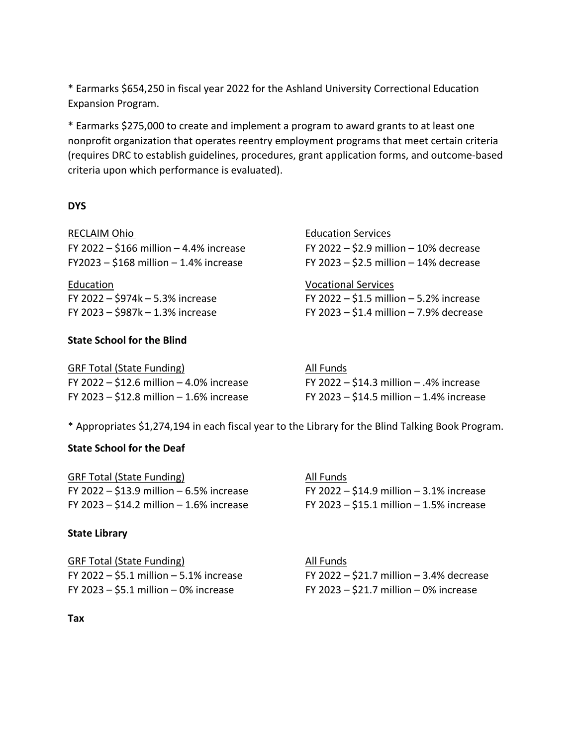* Earmarks $654,250 in fiscal year 2022 for the Ashland University Correctional Education Expansion Program.

* Earmarks $275,000 to create and implement a program to award grants to at least one nonprofit organization that operates reentry employment programs that meet certain criteria (requires DRC to establish guidelines, procedures, grant application forms, and outcome-based criteria upon which performance is evaluated).

**DYS**

<u>RECLAIM Ohio</u>
FY 2022 – $166 million – 4.4% increase
FY2023 – $168 million – 1.4% increase

<u>Education Services</u>
FY 2022 – $2.9 million – 10% decrease
FY 2023 – $2.5 million – 14% decrease

<u>Education</u>
FY 2022 – $974k – 5.3% increase
FY 2023 – $987k – 1.3% increase

<u>Vocational Services</u>
FY 2022 – $1.5 million – 5.2% increase
FY 2023 – $1.4 million – 7.9% decrease

**State School for the Blind**

<u>GRF Total (State Funding)</u>
FY 2022 – $12.6 million – 4.0% increase
FY 2023 – $12.8 million – 1.6% increase

<u>All Funds</u>
FY 2022 – $14.3 million – .4% increase
FY 2023 – $14.5 million – 1.4% increase

* Appropriates $1,274,194 in each fiscal year to the Library for the Blind Talking Book Program.

**State School for the Deaf**

<u>GRF Total (State Funding)</u>
FY 2022 – $13.9 million – 6.5% increase
FY 2023 – $14.2 million – 1.6% increase

<u>All Funds</u>
FY 2022 – $14.9 million – 3.1% increase
FY 2023 – $15.1 million – 1.5% increase

**State Library**

<u>GRF Total (State Funding)</u>
FY 2022 – $5.1 million – 5.1% increase
FY 2023 – $5.1 million – 0% increase

<u>All Funds</u>
FY 2022 – $21.7 million – 3.4% decrease
FY 2023 – $21.7 million – 0% increase

**Tax**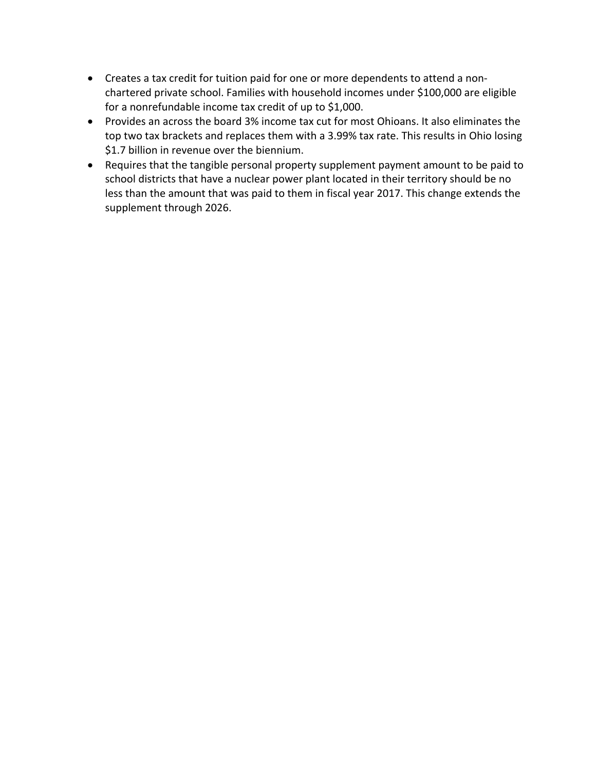- Creates a tax credit for tuition paid for one or more dependents to attend a non-chartered private school. Families with household incomes under $100,000 are eligible for a nonrefundable income tax credit of up to $1,000.
- Provides an across the board 3% income tax cut for most Ohioans. It also eliminates the top two tax brackets and replaces them with a 3.99% tax rate. This results in Ohio losing $1.7 billion in revenue over the biennium.
- Requires that the tangible personal property supplement payment amount to be paid to school districts that have a nuclear power plant located in their territory should be no less than the amount that was paid to them in fiscal year 2017. This change extends the supplement through 2026.